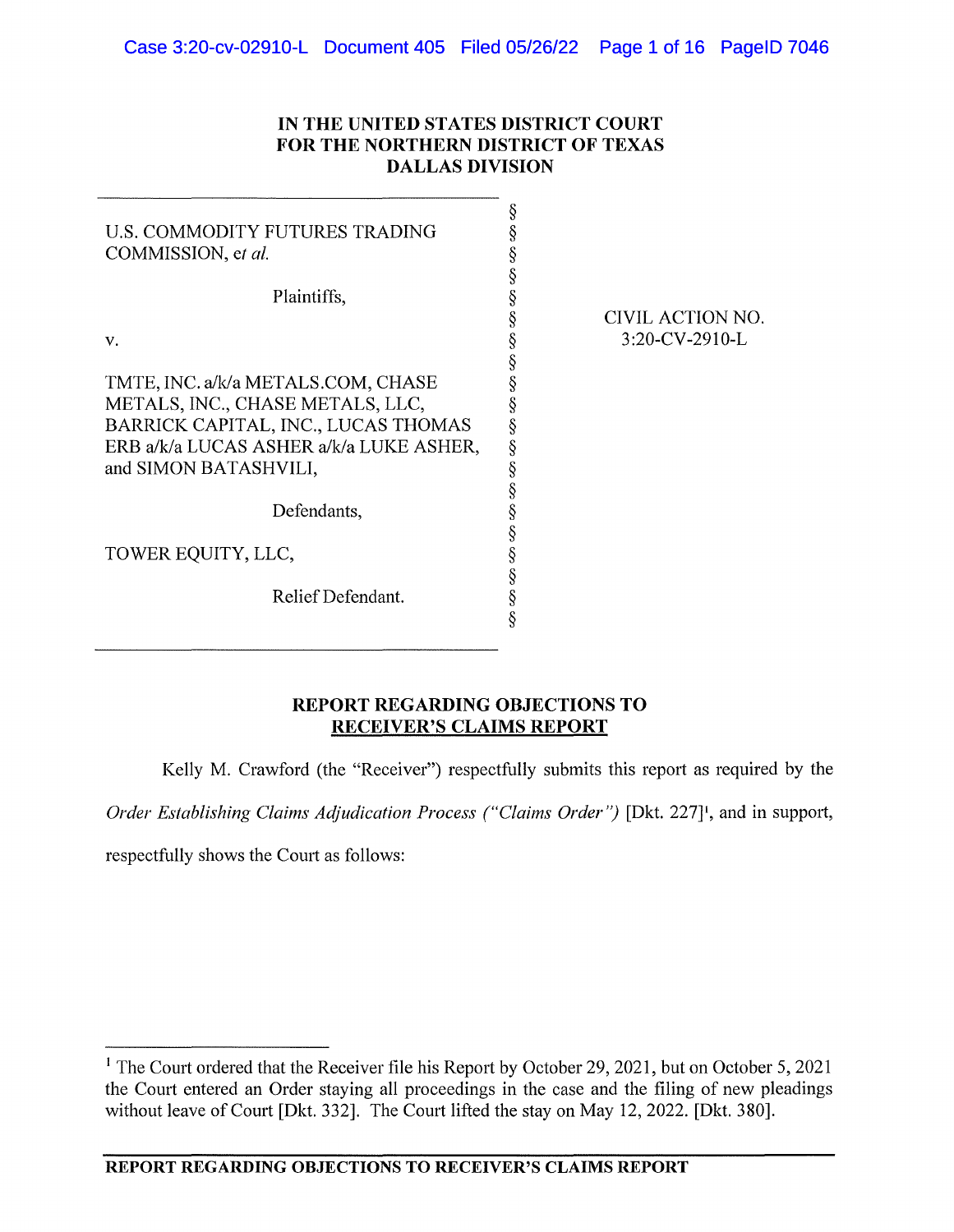**IN THE UNITED STATES DISTRICT COURT**
**FOR THE NORTHERN DISTRICT OF TEXAS**
**DALLAS DIVISION**

| | | |
|---|---|---|
| U.S. COMMODITY FUTURES TRADING COMMISSION, *et al.* | § | |
| Plaintiffs, | § | CIVIL ACTION NO. 3:20-CV-2910-L |
| v. | § | |
| TMTE, INC. a/k/a METALS.COM, CHASE METALS, INC., CHASE METALS, LLC, BARRICK CAPITAL, INC., LUCAS THOMAS ERB a/k/a LUCAS ASHER a/k/a LUKE ASHER, and SIMON BATASHVILI, | § | |
| Defendants, | § | |
| TOWER EQUITY, LLC, | § | |
| Relief Defendant. | § | |

## REPORT REGARDING OBJECTIONS TO RECEIVER'S CLAIMS REPORT

Kelly M. Crawford (the "Receiver") respectfully submits this report as required by the *Order Establishing Claims Adjudication Process ("Claims Order")* [Dkt. 227][1], and in support, respectfully shows the Court as follows:

[1] The Court ordered that the Receiver file his Report by October 29, 2021, but on October 5, 2021 the Court entered an Order staying all proceedings in the case and the filing of new pleadings without leave of Court [Dkt. 332]. The Court lifted the stay on May 12, 2022. [Dkt. 380].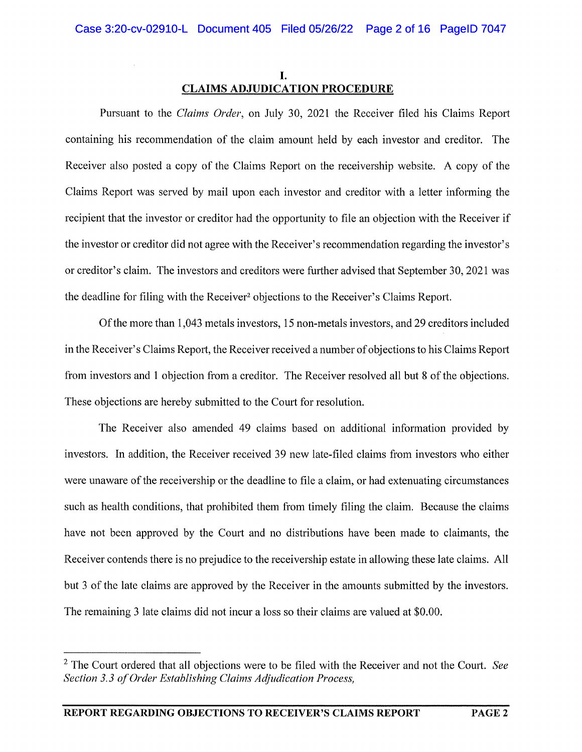## I.
## CLAIMS ADJUDICATION PROCEDURE

Pursuant to the *Claims Order*, on July 30, 2021 the Receiver filed his Claims Report containing his recommendation of the claim amount held by each investor and creditor. The Receiver also posted a copy of the Claims Report on the receivership website. A copy of the Claims Report was served by mail upon each investor and creditor with a letter informing the recipient that the investor or creditor had the opportunity to file an objection with the Receiver if the investor or creditor did not agree with the Receiver's recommendation regarding the investor's or creditor's claim. The investors and creditors were further advised that September 30, 2021 was the deadline for filing with the Receiver[2] objections to the Receiver's Claims Report.

Of the more than 1,043 metals investors, 15 non-metals investors, and 29 creditors included in the Receiver's Claims Report, the Receiver received a number of objections to his Claims Report from investors and 1 objection from a creditor. The Receiver resolved all but 8 of the objections. These objections are hereby submitted to the Court for resolution.

The Receiver also amended 49 claims based on additional information provided by investors. In addition, the Receiver received 39 new late-filed claims from investors who either were unaware of the receivership or the deadline to file a claim, or had extenuating circumstances such as health conditions, that prohibited them from timely filing the claim. Because the claims have not been approved by the Court and no distributions have been made to claimants, the Receiver contends there is no prejudice to the receivership estate in allowing these late claims. All but 3 of the late claims are approved by the Receiver in the amounts submitted by the investors. The remaining 3 late claims did not incur a loss so their claims are valued at $0.00.

---

[2] The Court ordered that all objections were to be filed with the Receiver and not the Court. *See Section 3.3 of Order Establishing Claims Adjudication Process,*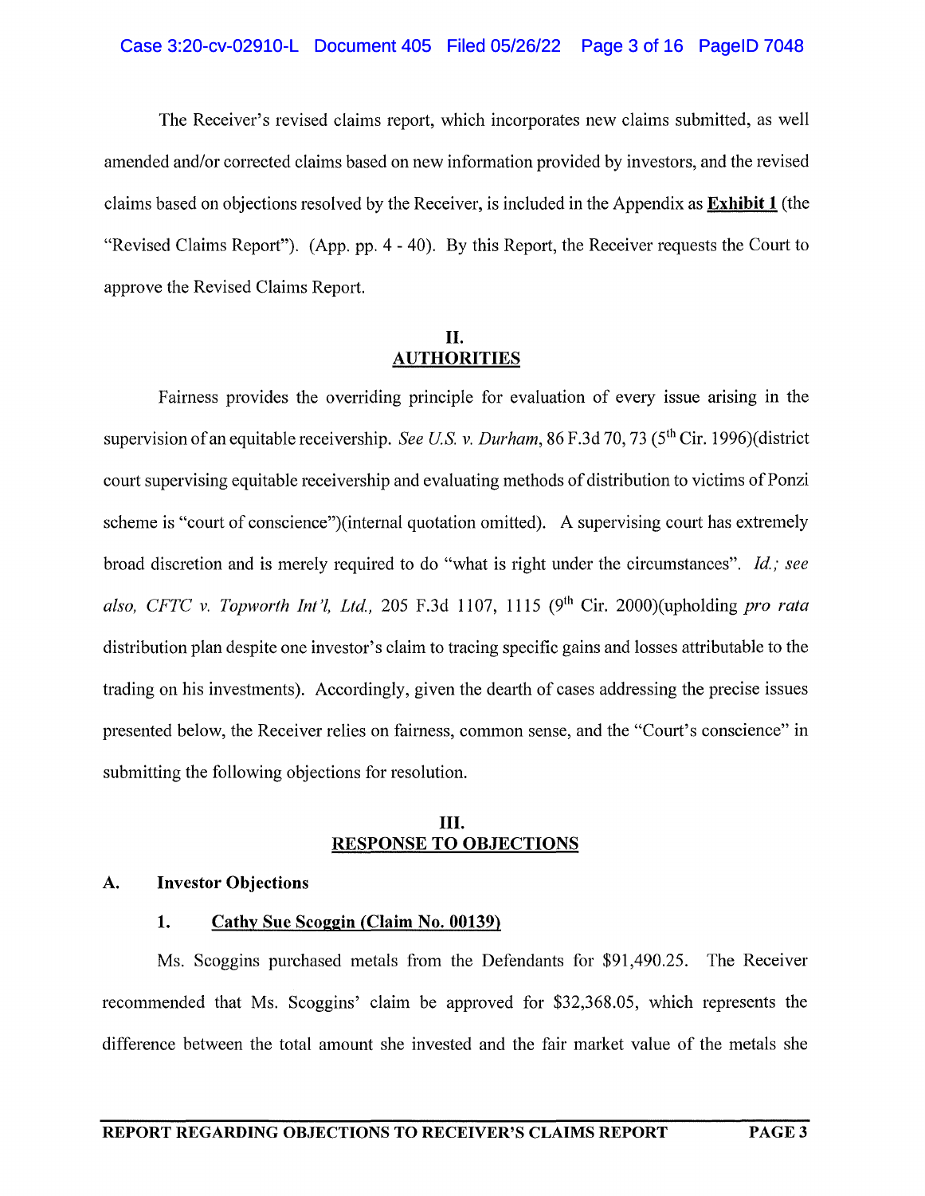The Receiver's revised claims report, which incorporates new claims submitted, as well amended and/or corrected claims based on new information provided by investors, and the revised claims based on objections resolved by the Receiver, is included in the Appendix as **Exhibit 1** (the "Revised Claims Report"). (App. pp. 4 - 40). By this Report, the Receiver requests the Court to approve the Revised Claims Report.

## II.
## AUTHORITIES

Fairness provides the overriding principle for evaluation of every issue arising in the supervision of an equitable receivership. *See U.S. v. Durham*, 86 F.3d 70, 73 (5th Cir. 1996)(district court supervising equitable receivership and evaluating methods of distribution to victims of Ponzi scheme is "court of conscience")(internal quotation omitted). A supervising court has extremely broad discretion and is merely required to do "what is right under the circumstances". *Id.; see also, CFTC v. Topworth Int'l, Ltd.*, 205 F.3d 1107, 1115 (9th Cir. 2000)(upholding *pro rata* distribution plan despite one investor's claim to tracing specific gains and losses attributable to the trading on his investments). Accordingly, given the dearth of cases addressing the precise issues presented below, the Receiver relies on fairness, common sense, and the "Court's conscience" in submitting the following objections for resolution.

## III.
## RESPONSE TO OBJECTIONS

### A. Investor Objections

#### 1. Cathy Sue Scoggin (Claim No. 00139)

Ms. Scoggins purchased metals from the Defendants for $91,490.25. The Receiver recommended that Ms. Scoggins' claim be approved for $32,368.05, which represents the difference between the total amount she invested and the fair market value of the metals she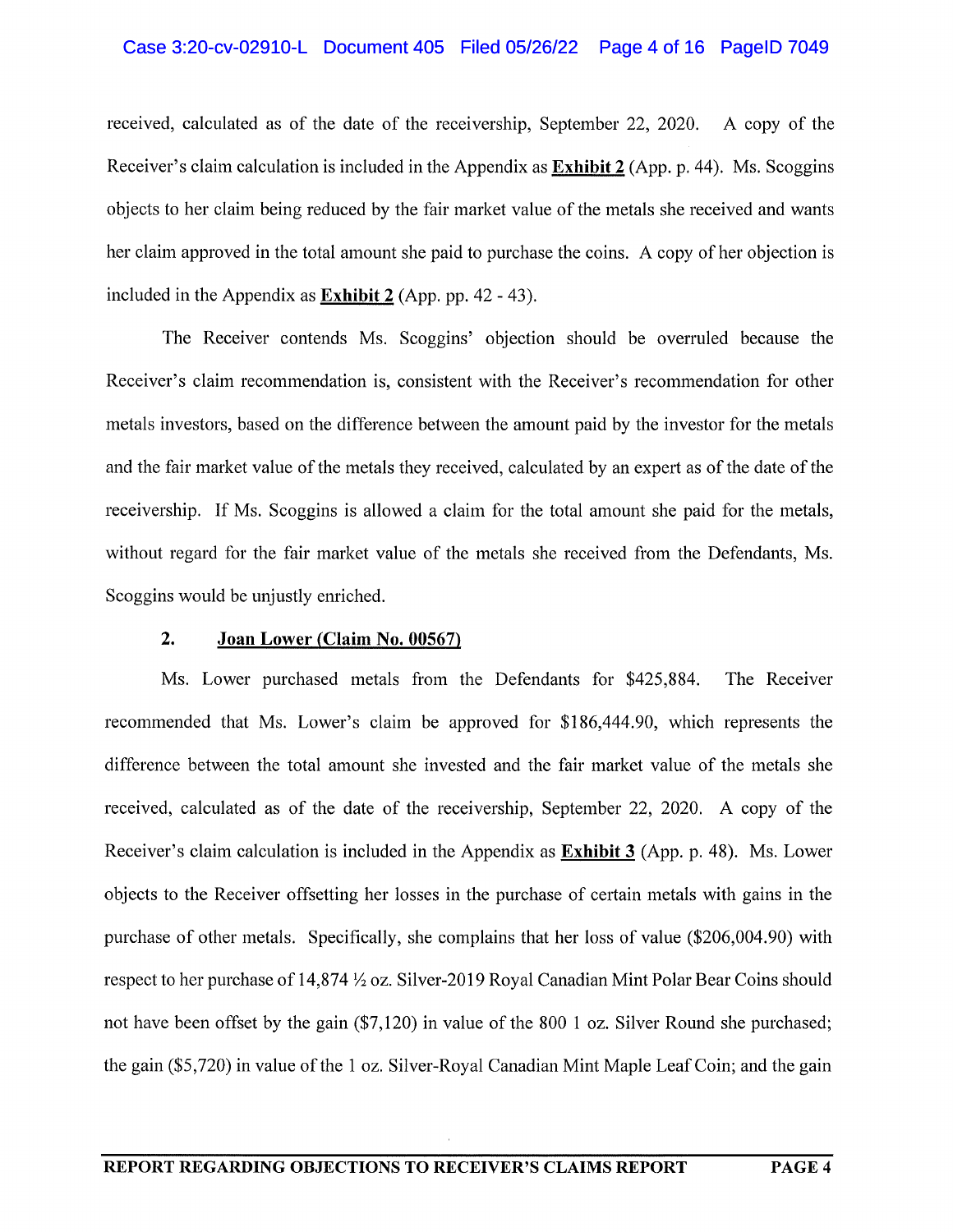received, calculated as of the date of the receivership, September 22, 2020. A copy of the Receiver's claim calculation is included in the Appendix as **Exhibit 2** (App. p. 44). Ms. Scoggins objects to her claim being reduced by the fair market value of the metals she received and wants her claim approved in the total amount she paid to purchase the coins. A copy of her objection is included in the Appendix as **Exhibit 2** (App. pp. 42 - 43).

The Receiver contends Ms. Scoggins' objection should be overruled because the Receiver's claim recommendation is, consistent with the Receiver's recommendation for other metals investors, based on the difference between the amount paid by the investor for the metals and the fair market value of the metals they received, calculated by an expert as of the date of the receivership. If Ms. Scoggins is allowed a claim for the total amount she paid for the metals, without regard for the fair market value of the metals she received from the Defendants, Ms. Scoggins would be unjustly enriched.

**2. Joan Lower (Claim No. 00567)**

Ms. Lower purchased metals from the Defendants for $425,884. The Receiver recommended that Ms. Lower's claim be approved for $186,444.90, which represents the difference between the total amount she invested and the fair market value of the metals she received, calculated as of the date of the receivership, September 22, 2020. A copy of the Receiver's claim calculation is included in the Appendix as **Exhibit 3** (App. p. 48). Ms. Lower objects to the Receiver offsetting her losses in the purchase of certain metals with gains in the purchase of other metals. Specifically, she complains that her loss of value ($206,004.90) with respect to her purchase of 14,874 ½ oz. Silver-2019 Royal Canadian Mint Polar Bear Coins should not have been offset by the gain ($7,120) in value of the 800 1 oz. Silver Round she purchased; the gain ($5,720) in value of the 1 oz. Silver-Royal Canadian Mint Maple Leaf Coin; and the gain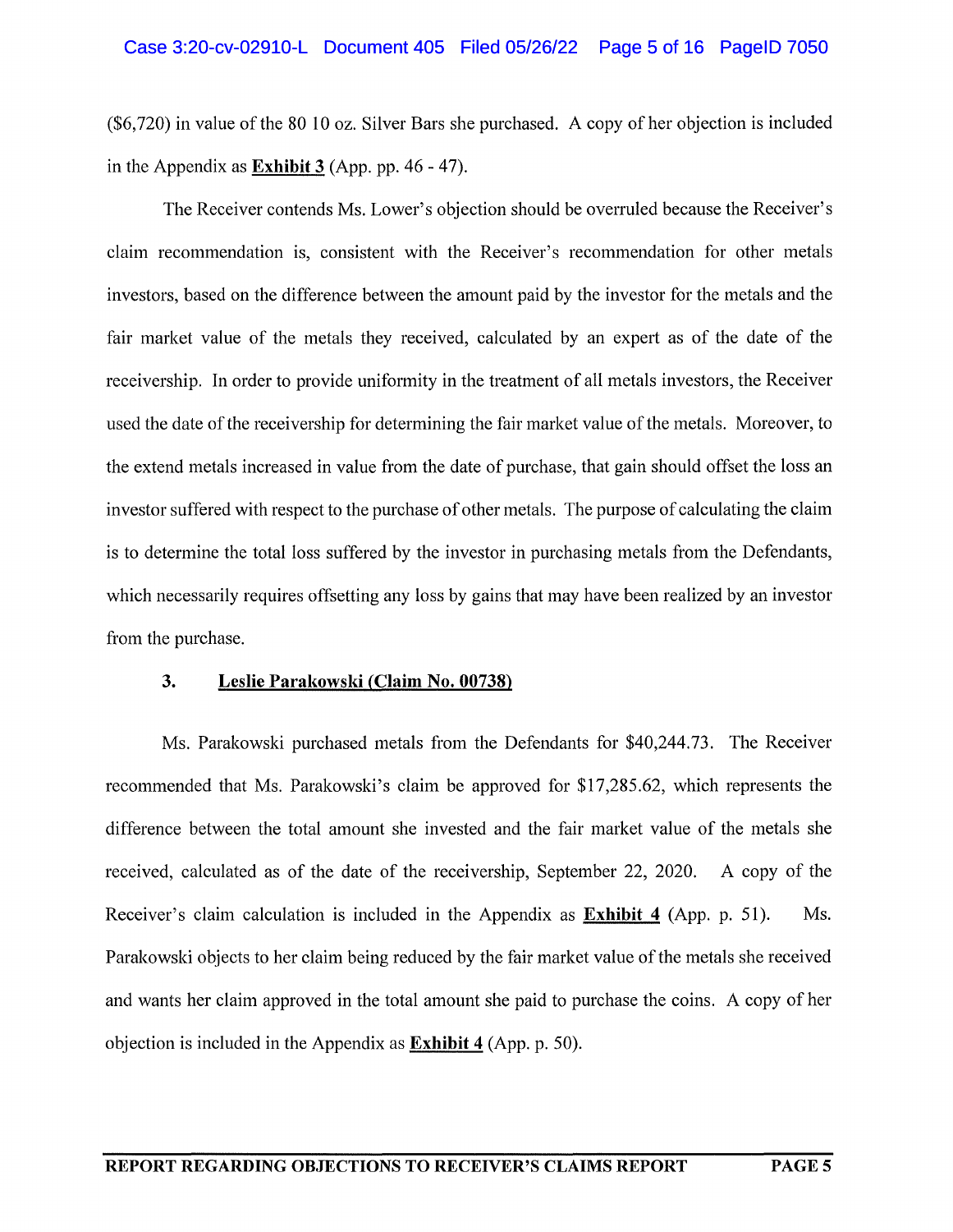($6,720) in value of the 80 10 oz. Silver Bars she purchased. A copy of her objection is included in the Appendix as **Exhibit 3** (App. pp. 46 - 47).

The Receiver contends Ms. Lower's objection should be overruled because the Receiver's claim recommendation is, consistent with the Receiver's recommendation for other metals investors, based on the difference between the amount paid by the investor for the metals and the fair market value of the metals they received, calculated by an expert as of the date of the receivership. In order to provide uniformity in the treatment of all metals investors, the Receiver used the date of the receivership for determining the fair market value of the metals. Moreover, to the extend metals increased in value from the date of purchase, that gain should offset the loss an investor suffered with respect to the purchase of other metals. The purpose of calculating the claim is to determine the total loss suffered by the investor in purchasing metals from the Defendants, which necessarily requires offsetting any loss by gains that may have been realized by an investor from the purchase.

### 3. Leslie Parakowski (Claim No. 00738)

Ms. Parakowski purchased metals from the Defendants for $40,244.73. The Receiver recommended that Ms. Parakowski's claim be approved for $17,285.62, which represents the difference between the total amount she invested and the fair market value of the metals she received, calculated as of the date of the receivership, September 22, 2020. A copy of the Receiver's claim calculation is included in the Appendix as **Exhibit 4** (App. p. 51). Ms. Parakowski objects to her claim being reduced by the fair market value of the metals she received and wants her claim approved in the total amount she paid to purchase the coins. A copy of her objection is included in the Appendix as **Exhibit 4** (App. p. 50).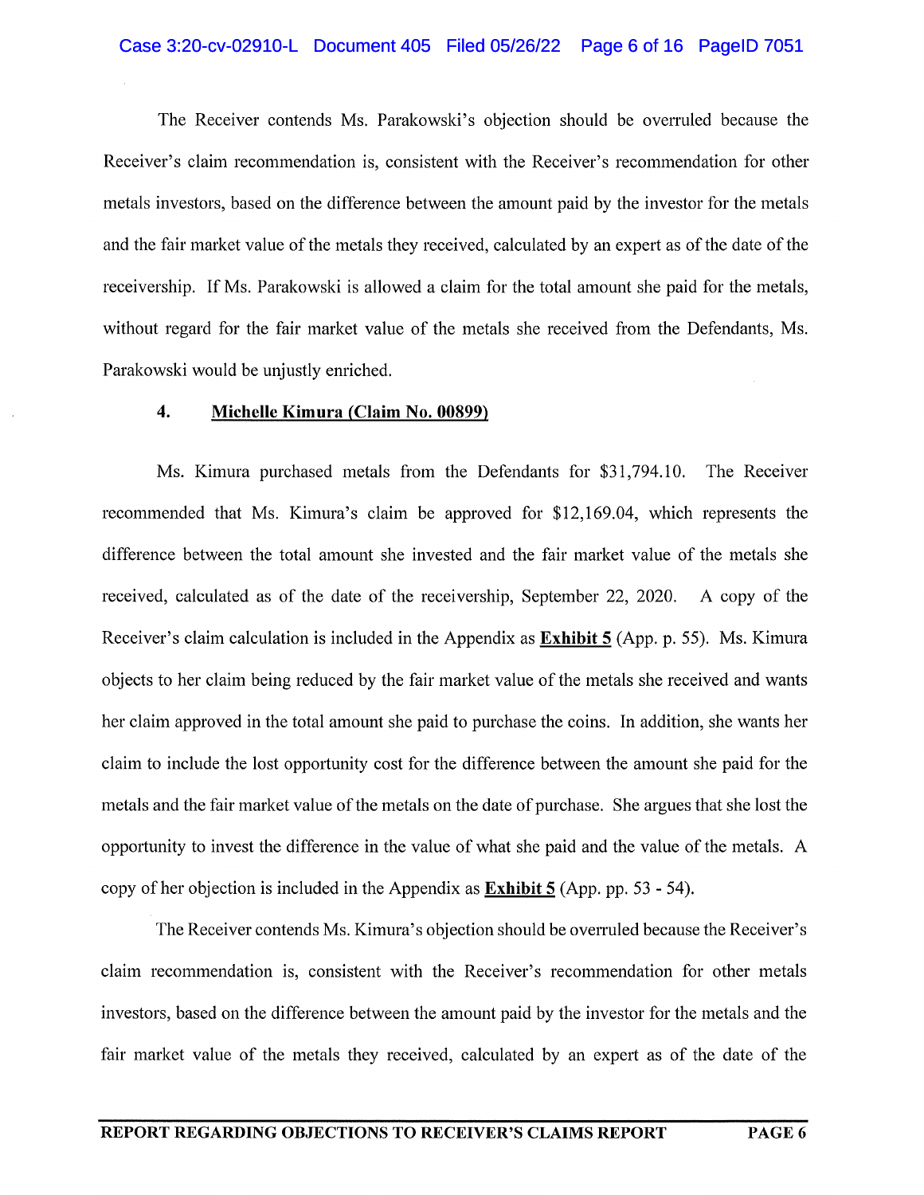The Receiver contends Ms. Parakowski's objection should be overruled because the Receiver's claim recommendation is, consistent with the Receiver's recommendation for other metals investors, based on the difference between the amount paid by the investor for the metals and the fair market value of the metals they received, calculated by an expert as of the date of the receivership. If Ms. Parakowski is allowed a claim for the total amount she paid for the metals, without regard for the fair market value of the metals she received from the Defendants, Ms. Parakowski would be unjustly enriched.

### 4. Michelle Kimura (Claim No. 00899)

Ms. Kimura purchased metals from the Defendants for $31,794.10. The Receiver recommended that Ms. Kimura's claim be approved for $12,169.04, which represents the difference between the total amount she invested and the fair market value of the metals she received, calculated as of the date of the receivership, September 22, 2020. A copy of the Receiver's claim calculation is included in the Appendix as **Exhibit 5** (App. p. 55). Ms. Kimura objects to her claim being reduced by the fair market value of the metals she received and wants her claim approved in the total amount she paid to purchase the coins. In addition, she wants her claim to include the lost opportunity cost for the difference between the amount she paid for the metals and the fair market value of the metals on the date of purchase. She argues that she lost the opportunity to invest the difference in the value of what she paid and the value of the metals. A copy of her objection is included in the Appendix as **Exhibit 5** (App. pp. 53 - 54).

The Receiver contends Ms. Kimura's objection should be overruled because the Receiver's claim recommendation is, consistent with the Receiver's recommendation for other metals investors, based on the difference between the amount paid by the investor for the metals and the fair market value of the metals they received, calculated by an expert as of the date of the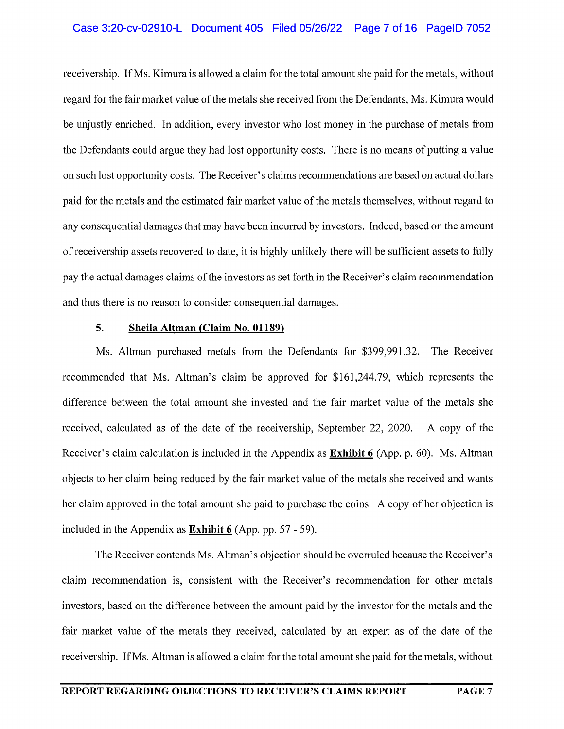receivership. If Ms. Kimura is allowed a claim for the total amount she paid for the metals, without regard for the fair market value of the metals she received from the Defendants, Ms. Kimura would be unjustly enriched. In addition, every investor who lost money in the purchase of metals from the Defendants could argue they had lost opportunity costs. There is no means of putting a value on such lost opportunity costs. The Receiver's claims recommendations are based on actual dollars paid for the metals and the estimated fair market value of the metals themselves, without regard to any consequential damages that may have been incurred by investors. Indeed, based on the amount of receivership assets recovered to date, it is highly unlikely there will be sufficient assets to fully pay the actual damages claims of the investors as set forth in the Receiver's claim recommendation and thus there is no reason to consider consequential damages.

### 5. Sheila Altman (Claim No. 01189)

Ms. Altman purchased metals from the Defendants for $399,991.32. The Receiver recommended that Ms. Altman's claim be approved for $161,244.79, which represents the difference between the total amount she invested and the fair market value of the metals she received, calculated as of the date of the receivership, September 22, 2020. A copy of the Receiver's claim calculation is included in the Appendix as **Exhibit 6** (App. p. 60). Ms. Altman objects to her claim being reduced by the fair market value of the metals she received and wants her claim approved in the total amount she paid to purchase the coins. A copy of her objection is included in the Appendix as **Exhibit 6** (App. pp. 57 - 59).

The Receiver contends Ms. Altman's objection should be overruled because the Receiver's claim recommendation is, consistent with the Receiver's recommendation for other metals investors, based on the difference between the amount paid by the investor for the metals and the fair market value of the metals they received, calculated by an expert as of the date of the receivership. If Ms. Altman is allowed a claim for the total amount she paid for the metals, without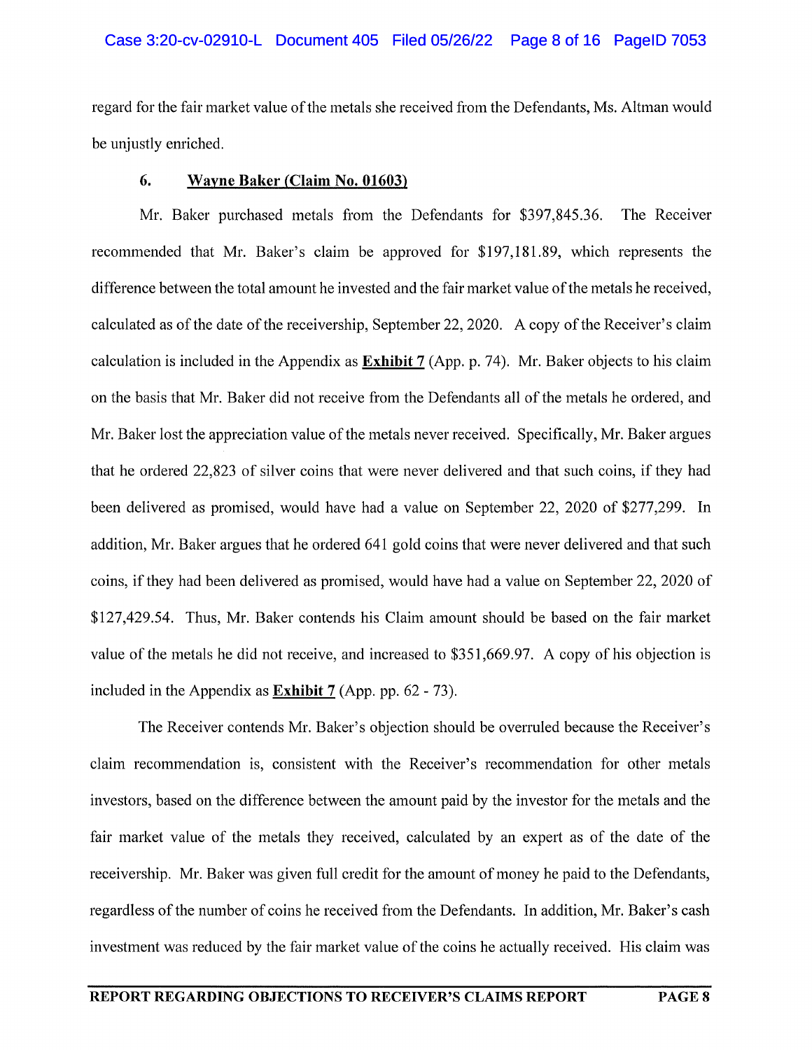regard for the fair market value of the metals she received from the Defendants, Ms. Altman would be unjustly enriched.

### 6. **Wayne Baker (Claim No. 01603)**

Mr. Baker purchased metals from the Defendants for $397,845.36. The Receiver recommended that Mr. Baker's claim be approved for $197,181.89, which represents the difference between the total amount he invested and the fair market value of the metals he received, calculated as of the date of the receivership, September 22, 2020. A copy of the Receiver's claim calculation is included in the Appendix as **Exhibit 7** (App. p. 74). Mr. Baker objects to his claim on the basis that Mr. Baker did not receive from the Defendants all of the metals he ordered, and Mr. Baker lost the appreciation value of the metals never received. Specifically, Mr. Baker argues that he ordered 22,823 of silver coins that were never delivered and that such coins, if they had been delivered as promised, would have had a value on September 22, 2020 of $277,299. In addition, Mr. Baker argues that he ordered 641 gold coins that were never delivered and that such coins, if they had been delivered as promised, would have had a value on September 22, 2020 of $127,429.54. Thus, Mr. Baker contends his Claim amount should be based on the fair market value of the metals he did not receive, and increased to $351,669.97. A copy of his objection is included in the Appendix as **Exhibit 7** (App. pp. 62 - 73).

The Receiver contends Mr. Baker's objection should be overruled because the Receiver's claim recommendation is, consistent with the Receiver's recommendation for other metals investors, based on the difference between the amount paid by the investor for the metals and the fair market value of the metals they received, calculated by an expert as of the date of the receivership. Mr. Baker was given full credit for the amount of money he paid to the Defendants, regardless of the number of coins he received from the Defendants. In addition, Mr. Baker's cash investment was reduced by the fair market value of the coins he actually received. His claim was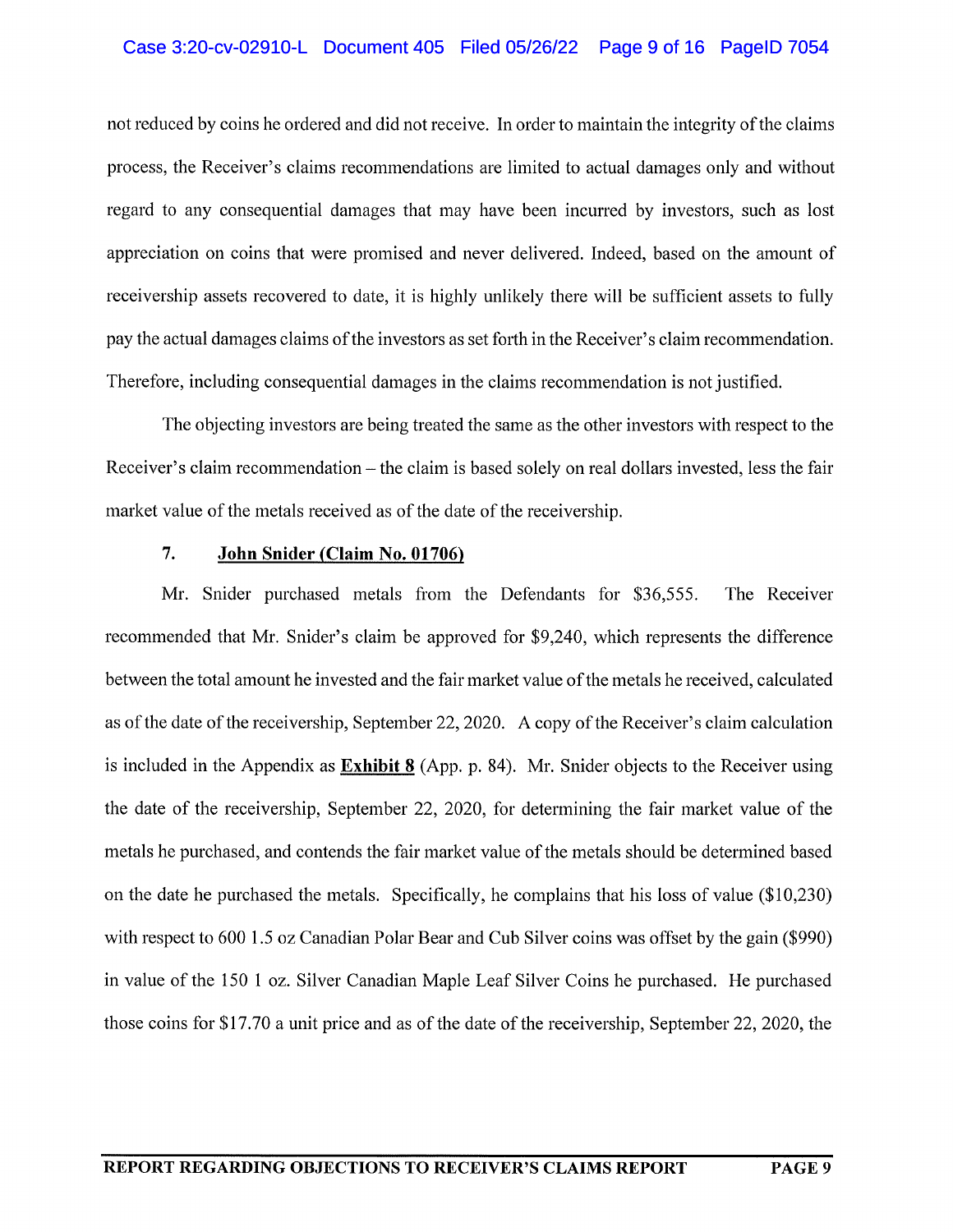not reduced by coins he ordered and did not receive. In order to maintain the integrity of the claims process, the Receiver's claims recommendations are limited to actual damages only and without regard to any consequential damages that may have been incurred by investors, such as lost appreciation on coins that were promised and never delivered. Indeed, based on the amount of receivership assets recovered to date, it is highly unlikely there will be sufficient assets to fully pay the actual damages claims of the investors as set forth in the Receiver's claim recommendation. Therefore, including consequential damages in the claims recommendation is not justified.

The objecting investors are being treated the same as the other investors with respect to the Receiver's claim recommendation – the claim is based solely on real dollars invested, less the fair market value of the metals received as of the date of the receivership.

### 7. John Snider (Claim No. 01706)

Mr. Snider purchased metals from the Defendants for $36,555. The Receiver recommended that Mr. Snider's claim be approved for $9,240, which represents the difference between the total amount he invested and the fair market value of the metals he received, calculated as of the date of the receivership, September 22, 2020. A copy of the Receiver's claim calculation is included in the Appendix as **Exhibit 8** (App. p. 84). Mr. Snider objects to the Receiver using the date of the receivership, September 22, 2020, for determining the fair market value of the metals he purchased, and contends the fair market value of the metals should be determined based on the date he purchased the metals. Specifically, he complains that his loss of value ($10,230) with respect to 600 1.5 oz Canadian Polar Bear and Cub Silver coins was offset by the gain ($990) in value of the 150 1 oz. Silver Canadian Maple Leaf Silver Coins he purchased. He purchased those coins for $17.70 a unit price and as of the date of the receivership, September 22, 2020, the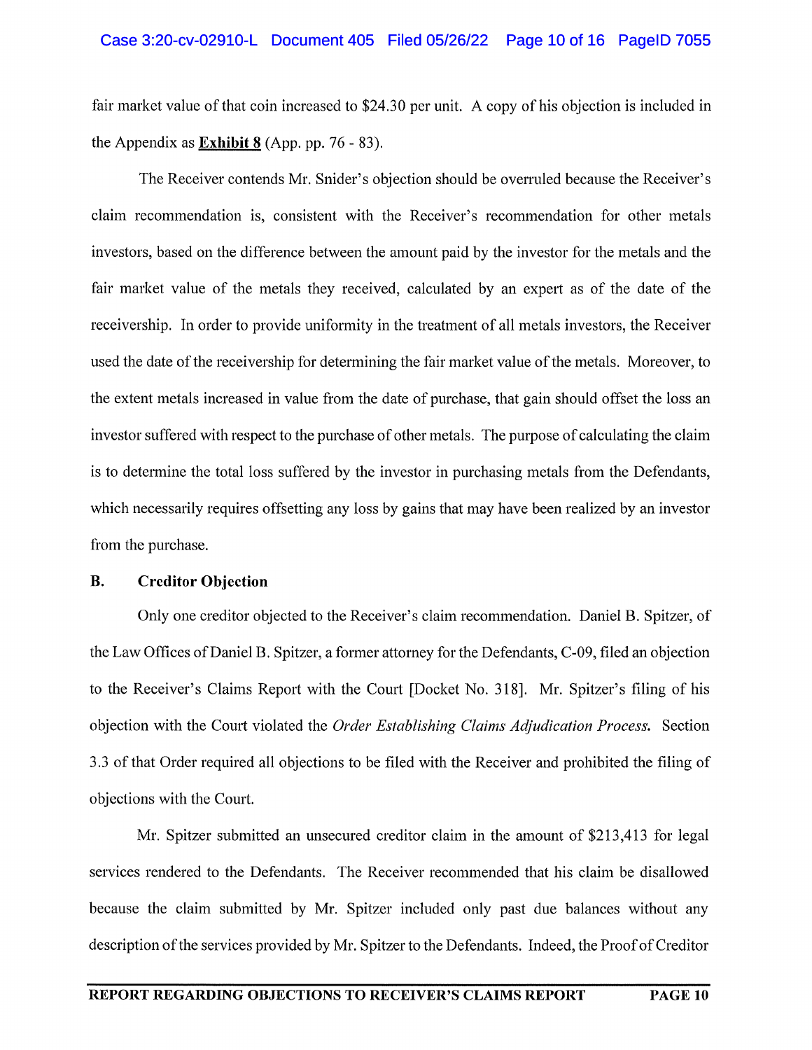fair market value of that coin increased to $24.30 per unit. A copy of his objection is included in the Appendix as **Exhibit 8** (App. pp. 76 - 83).

The Receiver contends Mr. Snider's objection should be overruled because the Receiver's claim recommendation is, consistent with the Receiver's recommendation for other metals investors, based on the difference between the amount paid by the investor for the metals and the fair market value of the metals they received, calculated by an expert as of the date of the receivership. In order to provide uniformity in the treatment of all metals investors, the Receiver used the date of the receivership for determining the fair market value of the metals. Moreover, to the extent metals increased in value from the date of purchase, that gain should offset the loss an investor suffered with respect to the purchase of other metals. The purpose of calculating the claim is to determine the total loss suffered by the investor in purchasing metals from the Defendants, which necessarily requires offsetting any loss by gains that may have been realized by an investor from the purchase.

## B. Creditor Objection

Only one creditor objected to the Receiver's claim recommendation. Daniel B. Spitzer, of the Law Offices of Daniel B. Spitzer, a former attorney for the Defendants, C-09, filed an objection to the Receiver's Claims Report with the Court [Docket No. 318]. Mr. Spitzer's filing of his objection with the Court violated the *Order Establishing Claims Adjudication Process.* Section 3.3 of that Order required all objections to be filed with the Receiver and prohibited the filing of objections with the Court.

Mr. Spitzer submitted an unsecured creditor claim in the amount of $213,413 for legal services rendered to the Defendants. The Receiver recommended that his claim be disallowed because the claim submitted by Mr. Spitzer included only past due balances without any description of the services provided by Mr. Spitzer to the Defendants. Indeed, the Proof of Creditor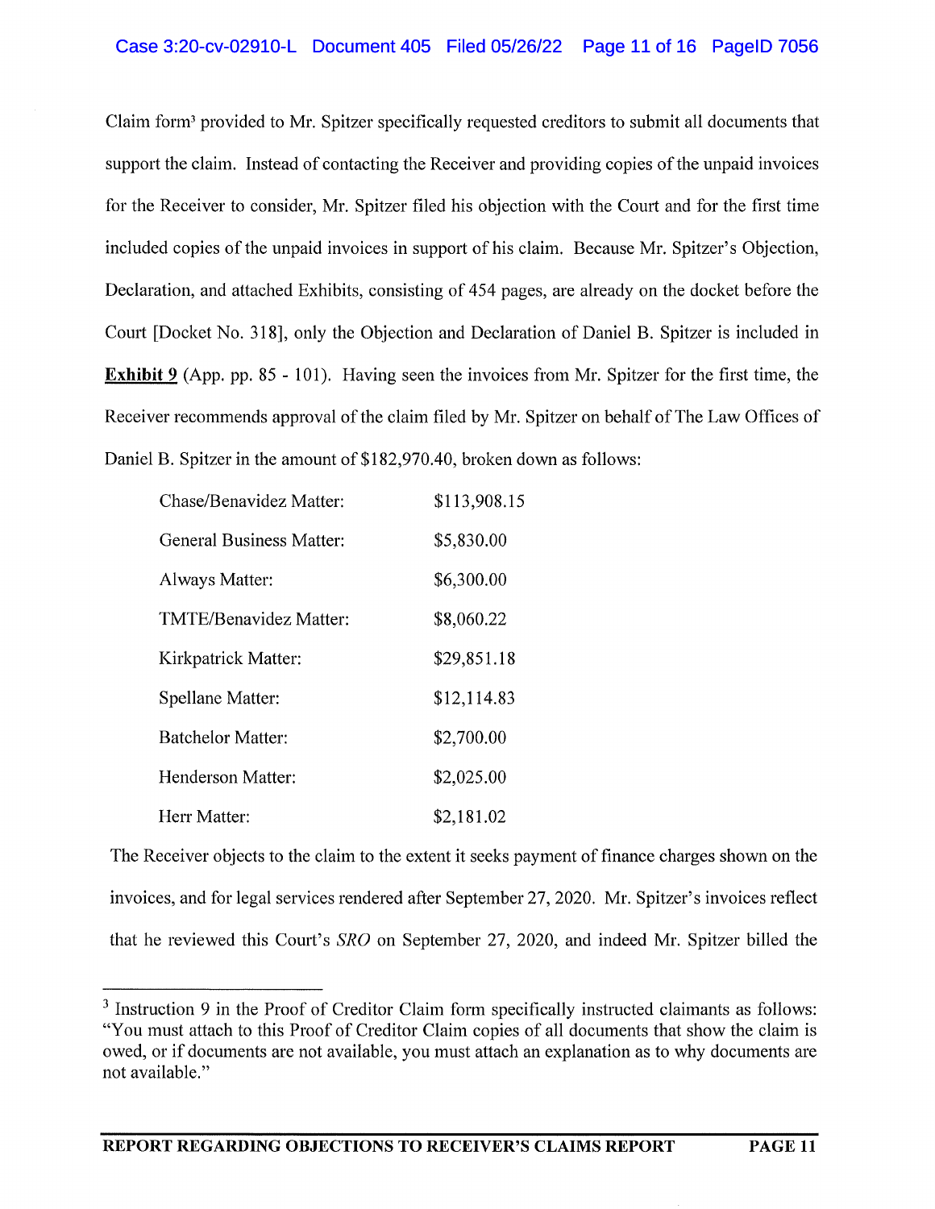Claim form[3] provided to Mr. Spitzer specifically requested creditors to submit all documents that support the claim. Instead of contacting the Receiver and providing copies of the unpaid invoices for the Receiver to consider, Mr. Spitzer filed his objection with the Court and for the first time included copies of the unpaid invoices in support of his claim. Because Mr. Spitzer's Objection, Declaration, and attached Exhibits, consisting of 454 pages, are already on the docket before the Court [Docket No. 318], only the Objection and Declaration of Daniel B. Spitzer is included in **Exhibit 9** (App. pp. 85 - 101). Having seen the invoices from Mr. Spitzer for the first time, the Receiver recommends approval of the claim filed by Mr. Spitzer on behalf of The Law Offices of Daniel B. Spitzer in the amount of $182,970.40, broken down as follows:

| | |
|---|---|
| Chase/Benavidez Matter: | $113,908.15 |
| General Business Matter: | $5,830.00 |
| Always Matter: | $6,300.00 |
| TMTE/Benavidez Matter: | $8,060.22 |
| Kirkpatrick Matter: | $29,851.18 |
| Spellane Matter: | $12,114.83 |
| Batchelor Matter: | $2,700.00 |
| Henderson Matter: | $2,025.00 |
| Herr Matter: | $2,181.02 |

The Receiver objects to the claim to the extent it seeks payment of finance charges shown on the invoices, and for legal services rendered after September 27, 2020. Mr. Spitzer's invoices reflect that he reviewed this Court's *SRO* on September 27, 2020, and indeed Mr. Spitzer billed the

[3] Instruction 9 in the Proof of Creditor Claim form specifically instructed claimants as follows: "You must attach to this Proof of Creditor Claim copies of all documents that show the claim is owed, or if documents are not available, you must attach an explanation as to why documents are not available."

**REPORT REGARDING OBJECTIONS TO RECEIVER'S CLAIMS REPORT**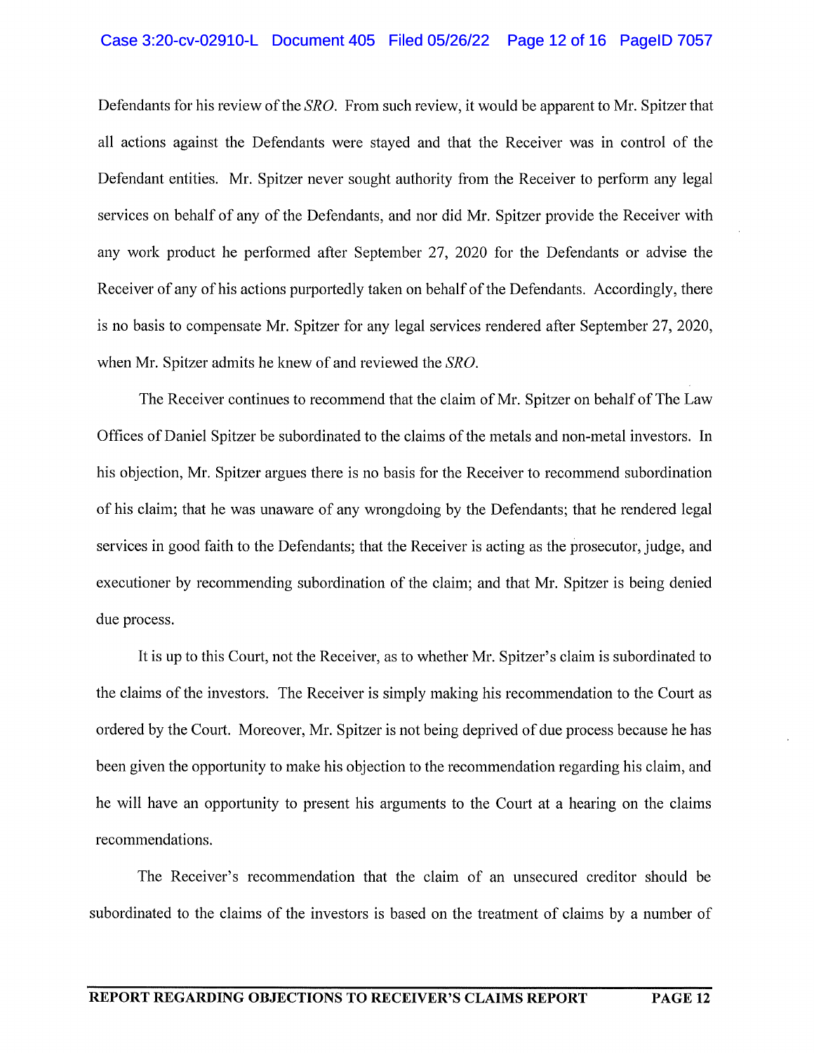Defendants for his review of the *SRO*. From such review, it would be apparent to Mr. Spitzer that all actions against the Defendants were stayed and that the Receiver was in control of the Defendant entities. Mr. Spitzer never sought authority from the Receiver to perform any legal services on behalf of any of the Defendants, and nor did Mr. Spitzer provide the Receiver with any work product he performed after September 27, 2020 for the Defendants or advise the Receiver of any of his actions purportedly taken on behalf of the Defendants. Accordingly, there is no basis to compensate Mr. Spitzer for any legal services rendered after September 27, 2020, when Mr. Spitzer admits he knew of and reviewed the *SRO*.

The Receiver continues to recommend that the claim of Mr. Spitzer on behalf of The Law Offices of Daniel Spitzer be subordinated to the claims of the metals and non-metal investors. In his objection, Mr. Spitzer argues there is no basis for the Receiver to recommend subordination of his claim; that he was unaware of any wrongdoing by the Defendants; that he rendered legal services in good faith to the Defendants; that the Receiver is acting as the prosecutor, judge, and executioner by recommending subordination of the claim; and that Mr. Spitzer is being denied due process.

It is up to this Court, not the Receiver, as to whether Mr. Spitzer's claim is subordinated to the claims of the investors. The Receiver is simply making his recommendation to the Court as ordered by the Court. Moreover, Mr. Spitzer is not being deprived of due process because he has been given the opportunity to make his objection to the recommendation regarding his claim, and he will have an opportunity to present his arguments to the Court at a hearing on the claims recommendations.

The Receiver's recommendation that the claim of an unsecured creditor should be subordinated to the claims of the investors is based on the treatment of claims by a number of

**REPORT REGARDING OBJECTIONS TO RECEIVER'S CLAIMS REPORT**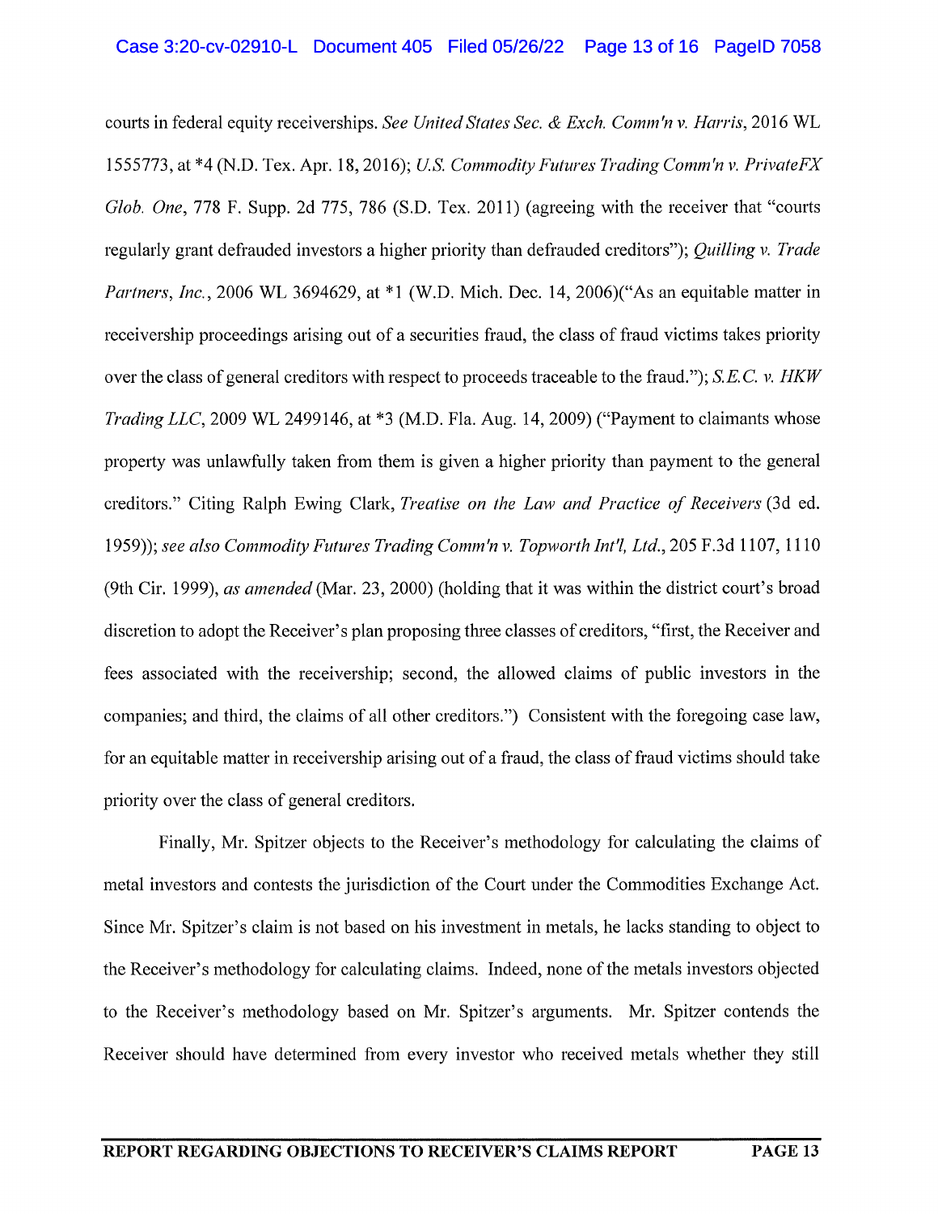courts in federal equity receiverships. *See United States Sec. & Exch. Comm'n v. Harris*, 2016 WL 1555773, at *4 (N.D. Tex. Apr. 18, 2016); *U.S. Commodity Futures Trading Comm'n v. PrivateFX Glob. One*, 778 F. Supp. 2d 775, 786 (S.D. Tex. 2011) (agreeing with the receiver that "courts regularly grant defrauded investors a higher priority than defrauded creditors"); *Quilling v. Trade Partners, Inc.*, 2006 WL 3694629, at *1 (W.D. Mich. Dec. 14, 2006)("As an equitable matter in receivership proceedings arising out of a securities fraud, the class of fraud victims takes priority over the class of general creditors with respect to proceeds traceable to the fraud."); *S.E.C. v. HKW Trading LLC*, 2009 WL 2499146, at *3 (M.D. Fla. Aug. 14, 2009) ("Payment to claimants whose property was unlawfully taken from them is given a higher priority than payment to the general creditors." Citing Ralph Ewing Clark, *Treatise on the Law and Practice of Receivers* (3d ed. 1959)); *see also Commodity Futures Trading Comm'n v. Topworth Int'l, Ltd.*, 205 F.3d 1107, 1110 (9th Cir. 1999), *as amended* (Mar. 23, 2000) (holding that it was within the district court's broad discretion to adopt the Receiver's plan proposing three classes of creditors, "first, the Receiver and fees associated with the receivership; second, the allowed claims of public investors in the companies; and third, the claims of all other creditors.") Consistent with the foregoing case law, for an equitable matter in receivership arising out of a fraud, the class of fraud victims should take priority over the class of general creditors.

Finally, Mr. Spitzer objects to the Receiver's methodology for calculating the claims of metal investors and contests the jurisdiction of the Court under the Commodities Exchange Act. Since Mr. Spitzer's claim is not based on his investment in metals, he lacks standing to object to the Receiver's methodology for calculating claims. Indeed, none of the metals investors objected to the Receiver's methodology based on Mr. Spitzer's arguments. Mr. Spitzer contends the Receiver should have determined from every investor who received metals whether they still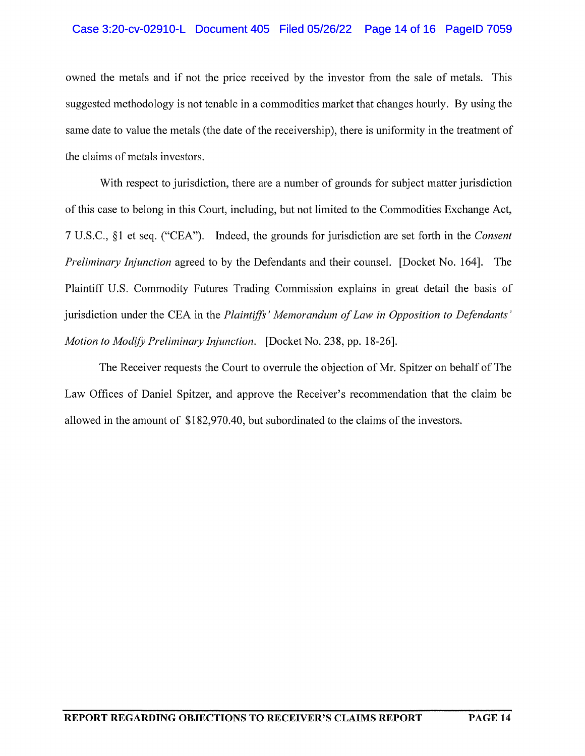owned the metals and if not the price received by the investor from the sale of metals. This suggested methodology is not tenable in a commodities market that changes hourly. By using the same date to value the metals (the date of the receivership), there is uniformity in the treatment of the claims of metals investors.

With respect to jurisdiction, there are a number of grounds for subject matter jurisdiction of this case to belong in this Court, including, but not limited to the Commodities Exchange Act, 7 U.S.C., §1 et seq. ("CEA"). Indeed, the grounds for jurisdiction are set forth in the *Consent Preliminary Injunction* agreed to by the Defendants and their counsel. [Docket No. 164]. The Plaintiff U.S. Commodity Futures Trading Commission explains in great detail the basis of jurisdiction under the CEA in the *Plaintiffs' Memorandum of Law in Opposition to Defendants' Motion to Modify Preliminary Injunction*. [Docket No. 238, pp. 18-26].

The Receiver requests the Court to overrule the objection of Mr. Spitzer on behalf of The Law Offices of Daniel Spitzer, and approve the Receiver's recommendation that the claim be allowed in the amount of $182,970.40, but subordinated to the claims of the investors.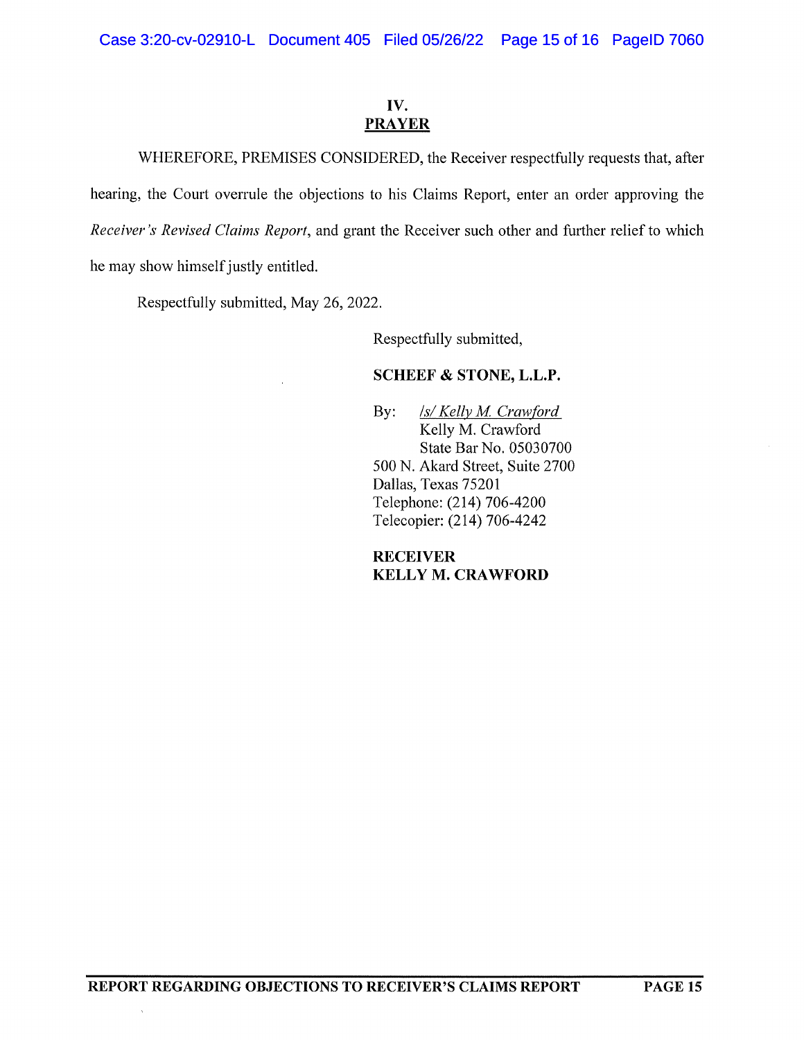# IV.
# PRAYER

WHEREFORE, PREMISES CONSIDERED, the Receiver respectfully requests that, after hearing, the Court overrule the objections to his Claims Report, enter an order approving the *Receiver's Revised Claims Report*, and grant the Receiver such other and further relief to which he may show himself justly entitled.

Respectfully submitted, May 26, 2022.

Respectfully submitted,

**SCHEEF & STONE, L.L.P.**

By: */s/ Kelly M. Crawford*
Kelly M. Crawford
State Bar No. 05030700
500 N. Akard Street, Suite 2700
Dallas, Texas 75201
Telephone: (214) 706-4200
Telecopier: (214) 706-4242

**RECEIVER**
**KELLY M. CRAWFORD**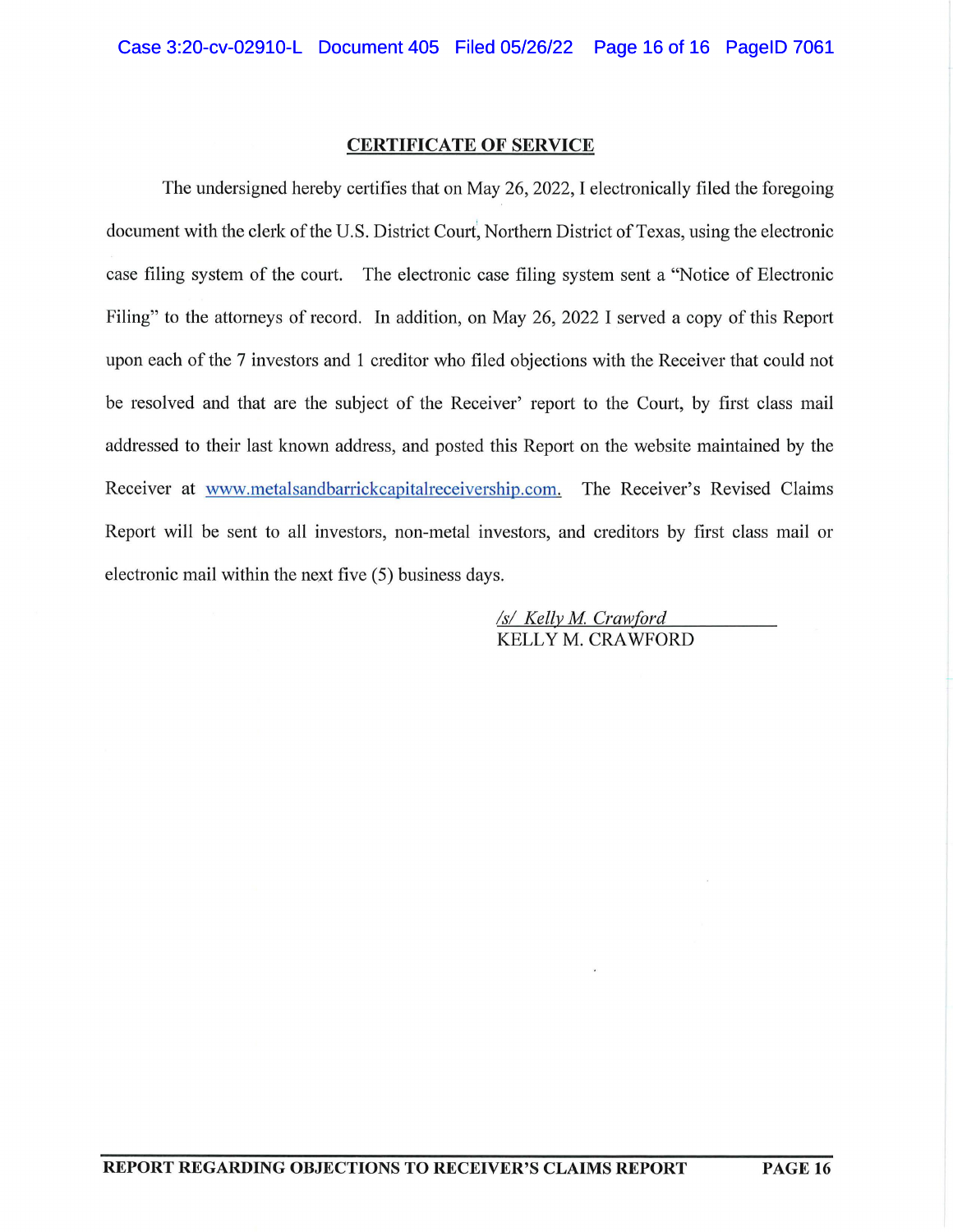## CERTIFICATE OF SERVICE

The undersigned hereby certifies that on May 26, 2022, I electronically filed the foregoing document with the clerk of the U.S. District Court, Northern District of Texas, using the electronic case filing system of the court. The electronic case filing system sent a "Notice of Electronic Filing" to the attorneys of record. In addition, on May 26, 2022 I served a copy of this Report upon each of the 7 investors and 1 creditor who filed objections with the Receiver that could not be resolved and that are the subject of the Receiver' report to the Court, by first class mail addressed to their last known address, and posted this Report on the website maintained by the Receiver at www.metalsandbarrickcapitalreceivership.com. The Receiver's Revised Claims Report will be sent to all investors, non-metal investors, and creditors by first class mail or electronic mail within the next five (5) business days.

/s/ *Kelly M. Crawford*
KELLY M. CRAWFORD